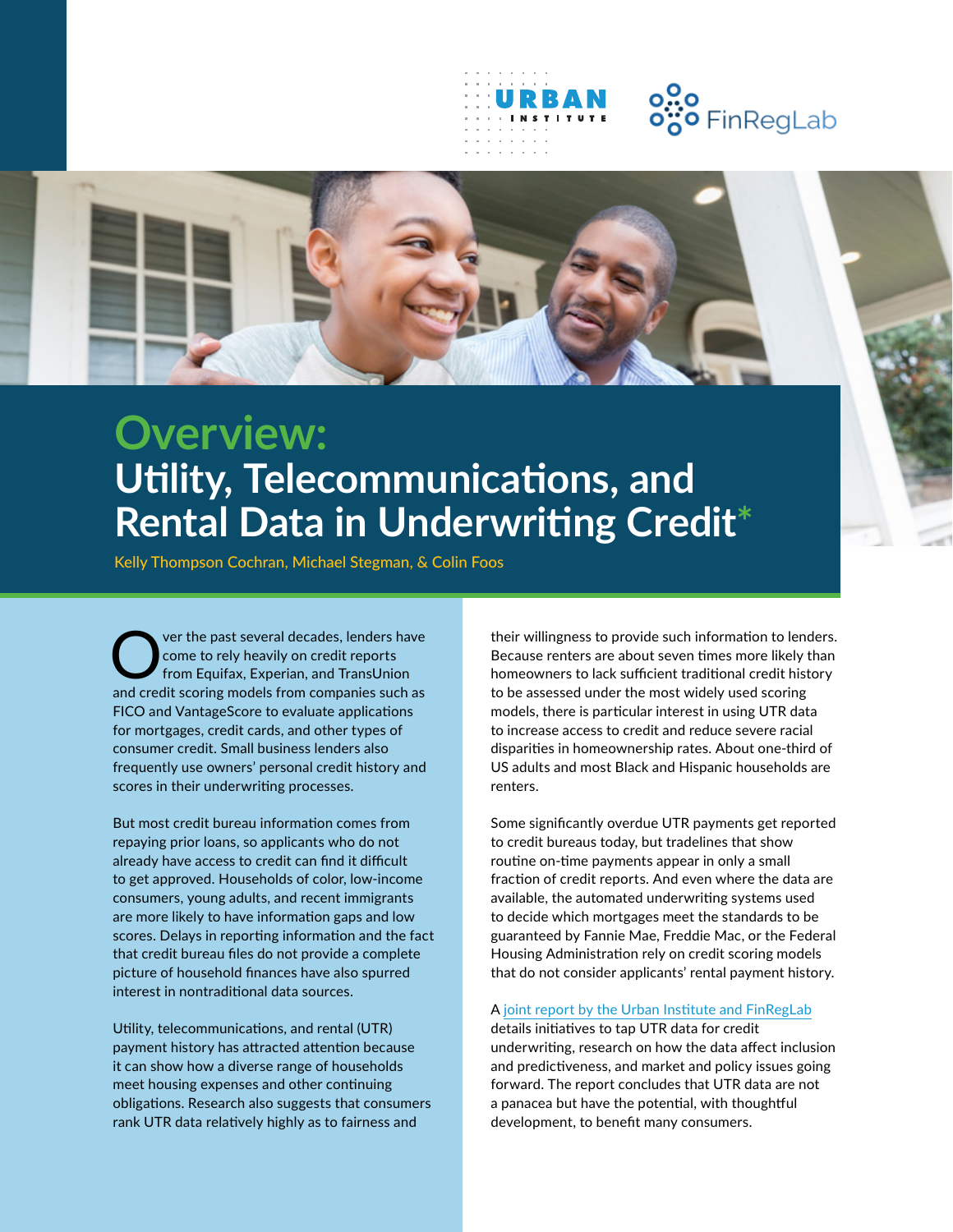# Overview: Utility, Telecommunications, and Rental Data in Underwriting Credit*

Kelly Thompson Cochran, Michael Stegman, & Colin Foos

Over the past several decades, lenders have come to rely heavily on credit reports from Equifax, Experian, and TransUnion and credit scoring models from companies such as FICO and VantageScore to evaluate applications for mortgages, credit cards, and other types of consumer credit. Small business lenders also frequently use owners' personal credit history and scores in their underwriting processes.

But most credit bureau information comes from repaying prior loans, so applicants who do not already have access to credit can find it difficult to get approved. Households of color, low-income consumers, young adults, and recent immigrants are more likely to have information gaps and low scores. Delays in reporting information and the fact that credit bureau files do not provide a complete picture of household finances have also spurred interest in nontraditional data sources.

Utility, telecommunications, and rental (UTR) payment history has attracted attention because it can show how a diverse range of households meet housing expenses and other continuing obligations. Research also suggests that consumers rank UTR data relatively highly as to fairness and their willingness to provide such information to lenders. Because renters are about seven times more likely than homeowners to lack sufficient traditional credit history to be assessed under the most widely used scoring models, there is particular interest in using UTR data to increase access to credit and reduce severe racial disparities in homeownership rates. About one-third of US adults and most Black and Hispanic households are renters.

Some significantly overdue UTR payments get reported to credit bureaus today, but tradelines that show routine on-time payments appear in only a small fraction of credit reports. And even where the data are available, the automated underwriting systems used to decide which mortgages meet the standards to be guaranteed by Fannie Mae, Freddie Mac, or the Federal Housing Administration rely on credit scoring models that do not consider applicants' rental payment history.

A joint report by the Urban Institute and FinRegLab details initiatives to tap UTR data for credit underwriting, research on how the data affect inclusion and predictiveness, and market and policy issues going forward. The report concludes that UTR data are not a panacea but have the potential, with thoughtful development, to benefit many consumers.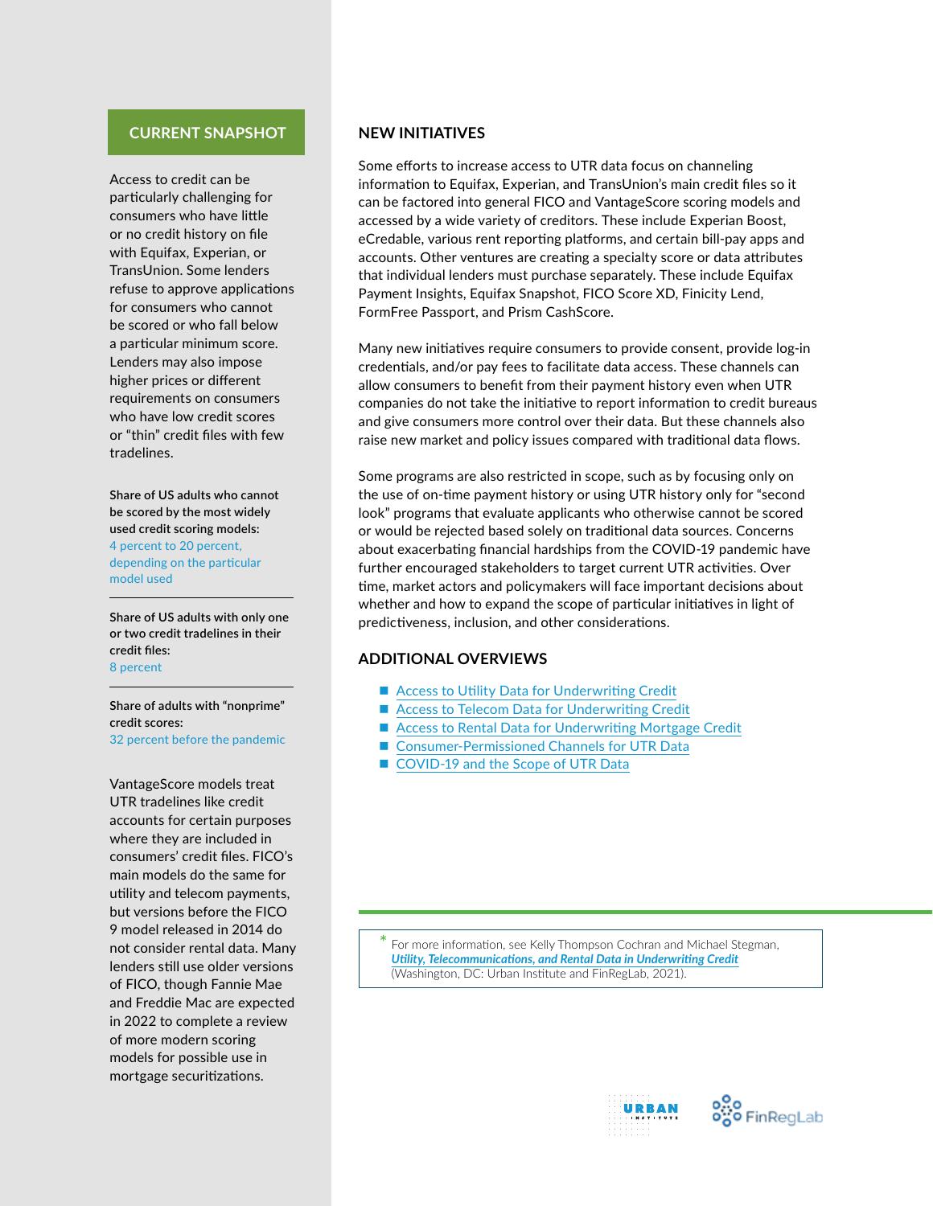## CURRENT SNAPSHOT

Access to credit can be particularly challenging for consumers who have little or no credit history on file with Equifax, Experian, or TransUnion. Some lenders refuse to approve applications for consumers who cannot be scored or who fall below a particular minimum score. Lenders may also impose higher prices or different requirements on consumers who have low credit scores or "thin" credit files with few tradelines.

**Share of US adults who cannot be scored by the most widely used credit scoring models:**
4 percent to 20 percent, depending on the particular model used

**Share of US adults with only one or two credit tradelines in their credit files:**
8 percent

**Share of adults with "nonprime" credit scores:**
32 percent before the pandemic

VantageScore models treat UTR tradelines like credit accounts for certain purposes where they are included in consumers' credit files. FICO's main models do the same for utility and telecom payments, but versions before the FICO 9 model released in 2014 do not consider rental data. Many lenders still use older versions of FICO, though Fannie Mae and Freddie Mac are expected in 2022 to complete a review of more modern scoring models for possible use in mortgage securitizations.

## NEW INITIATIVES

Some efforts to increase access to UTR data focus on channeling information to Equifax, Experian, and TransUnion's main credit files so it can be factored into general FICO and VantageScore scoring models and accessed by a wide variety of creditors. These include Experian Boost, eCredable, various rent reporting platforms, and certain bill-pay apps and accounts. Other ventures are creating a specialty score or data attributes that individual lenders must purchase separately. These include Equifax Payment Insights, Equifax Snapshot, FICO Score XD, Finicity Lend, FormFree Passport, and Prism CashScore.

Many new initiatives require consumers to provide consent, provide log-in credentials, and/or pay fees to facilitate data access. These channels can allow consumers to benefit from their payment history even when UTR companies do not take the initiative to report information to credit bureaus and give consumers more control over their data. But these channels also raise new market and policy issues compared with traditional data flows.

Some programs are also restricted in scope, such as by focusing only on the use of on-time payment history or using UTR history only for "second look" programs that evaluate applicants who otherwise cannot be scored or would be rejected based solely on traditional data sources. Concerns about exacerbating financial hardships from the COVID-19 pandemic have further encouraged stakeholders to target current UTR activities. Over time, market actors and policymakers will face important decisions about whether and how to expand the scope of particular initiatives in light of predictiveness, inclusion, and other considerations.

## ADDITIONAL OVERVIEWS

- Access to Utility Data for Underwriting Credit
- Access to Telecom Data for Underwriting Credit
- Access to Rental Data for Underwriting Mortgage Credit
- Consumer-Permissioned Channels for UTR Data
- COVID-19 and the Scope of UTR Data

* For more information, see Kelly Thompson Cochran and Michael Stegman, ***Utility, Telecommunications, and Rental Data in Underwriting Credit*** (Washington, DC: Urban Institute and FinRegLab, 2021).